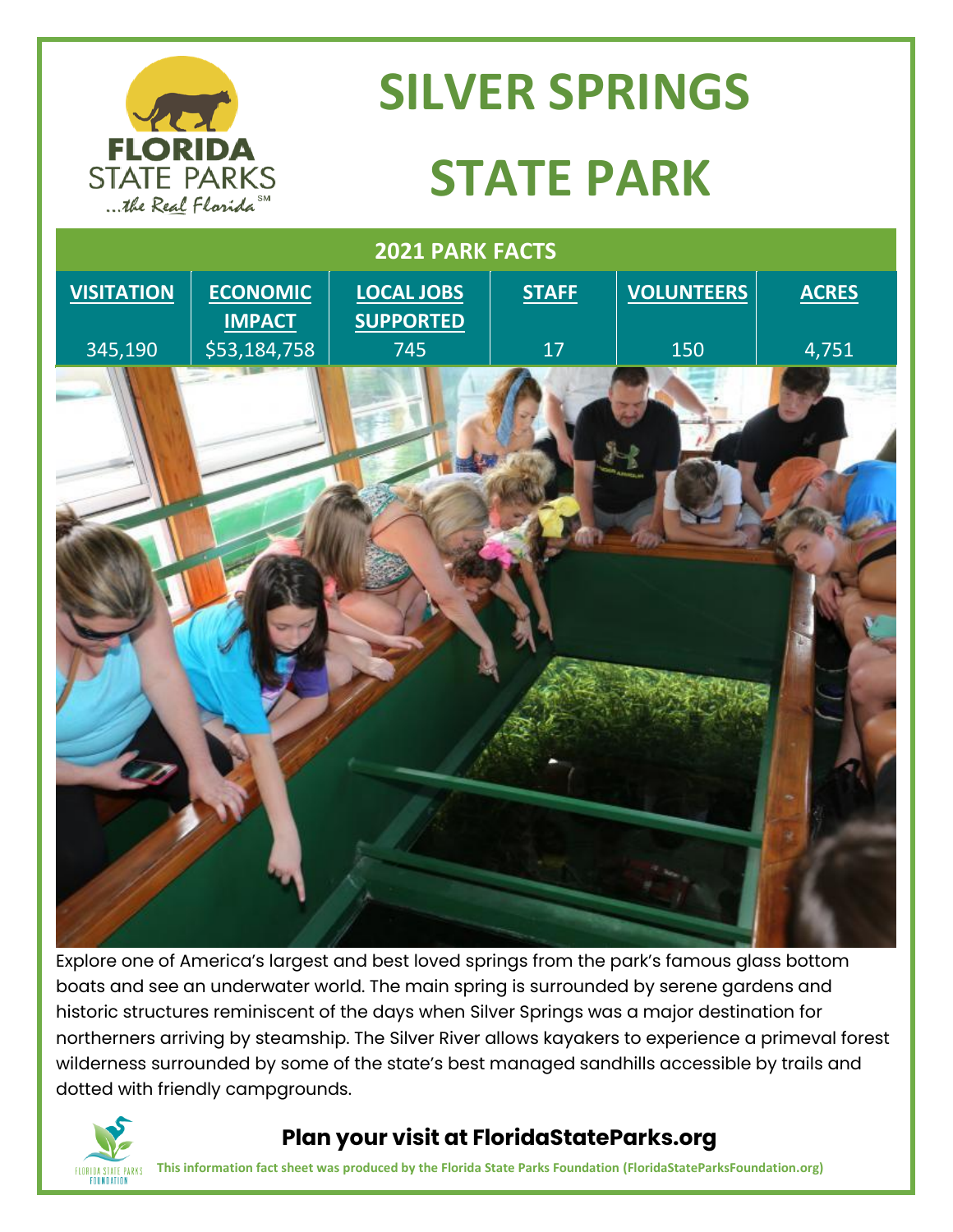# SILVER SPRINGS STATE PARK

## 2021 PARK FACTS

| VISITATION | ECONOMIC IMPACT | LOCAL JOBS SUPPORTED | STAFF | VOLUNTEERS | ACRES |
|---|---|---|---|---|---|
| 345,190 | $53,184,758 | 745 | 17 | 150 | 4,751 |

Explore one of America's largest and best loved springs from the park's famous glass bottom boats and see an underwater world. The main spring is surrounded by serene gardens and historic structures reminiscent of the days when Silver Springs was a major destination for northerners arriving by steamship. The Silver River allows kayakers to experience a primeval forest wilderness surrounded by some of the state's best managed sandhills accessible by trails and dotted with friendly campgrounds.

**Plan your visit at FloridaStateParks.org**

**This information fact sheet was produced by the Florida State Parks Foundation (FloridaStateParksFoundation.org)**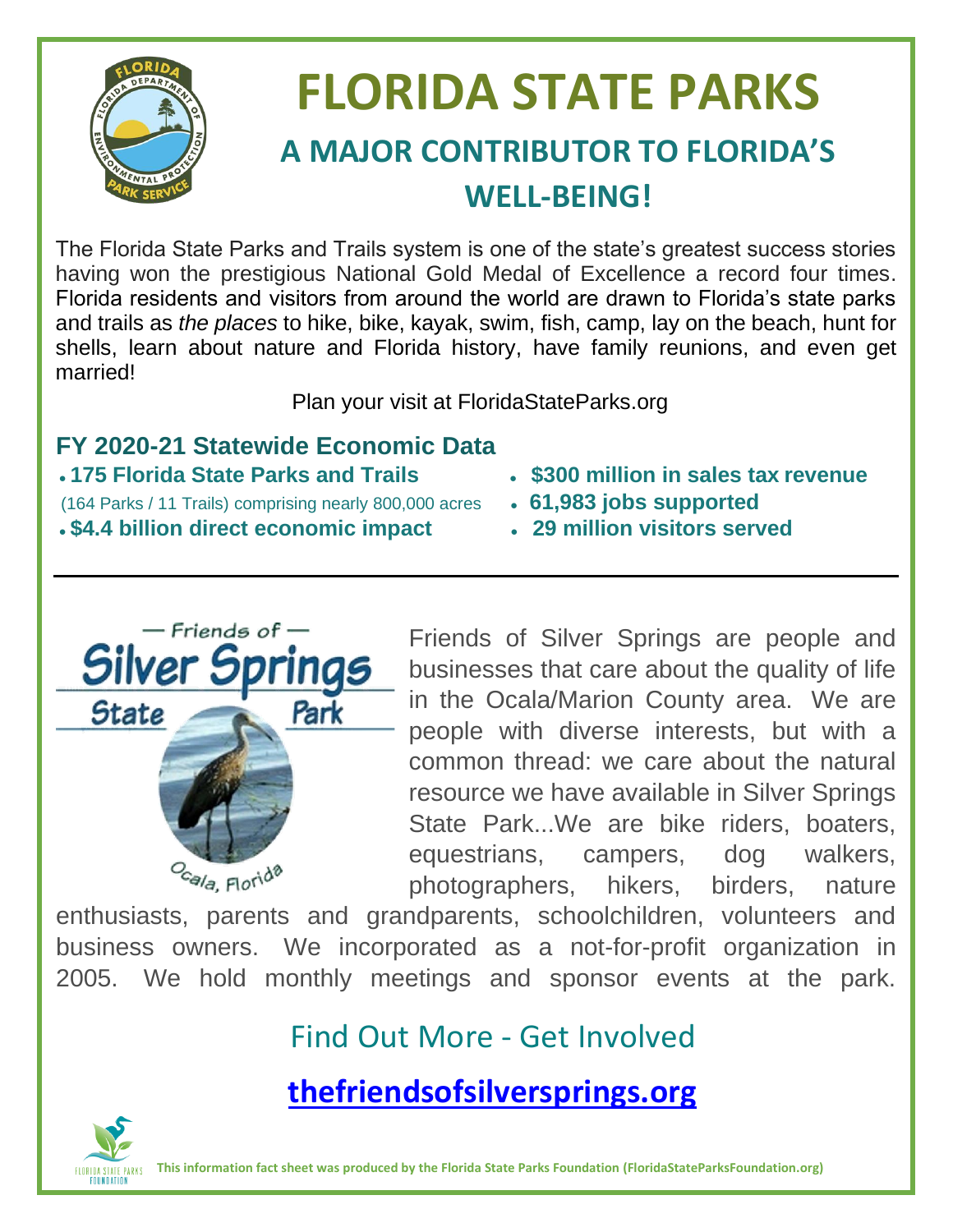# FLORIDA STATE PARKS

## A MAJOR CONTRIBUTOR TO FLORIDA'S WELL-BEING!

The Florida State Parks and Trails system is one of the state's greatest success stories having won the prestigious National Gold Medal of Excellence a record four times. Florida residents and visitors from around the world are drawn to Florida's state parks and trails as *the places* to hike, bike, kayak, swim, fish, camp, lay on the beach, hunt for shells, learn about nature and Florida history, have family reunions, and even get married!

Plan your visit at FloridaStateParks.org

### FY 2020-21 Statewide Economic Data

- **175 Florida State Parks and Trails**
  (164 Parks / 11 Trails) comprising nearly 800,000 acres
- **$4.4 billion direct economic impact**
- **$300 million in sales tax revenue**
- **61,983 jobs supported**
- **29 million visitors served**

---

Friends of Silver Springs are people and businesses that care about the quality of life in the Ocala/Marion County area. We are people with diverse interests, but with a common thread: we care about the natural resource we have available in Silver Springs State Park...We are bike riders, boaters, equestrians, campers, dog walkers, photographers, hikers, birders, nature enthusiasts, parents and grandparents, schoolchildren, volunteers and business owners. We incorporated as a not-for-profit organization in 2005. We hold monthly meetings and sponsor events at the park.

## Find Out More - Get Involved

**thefriendsofsilversprings.org**

**This information fact sheet was produced by the Florida State Parks Foundation (FloridaStateParksFoundation.org)**